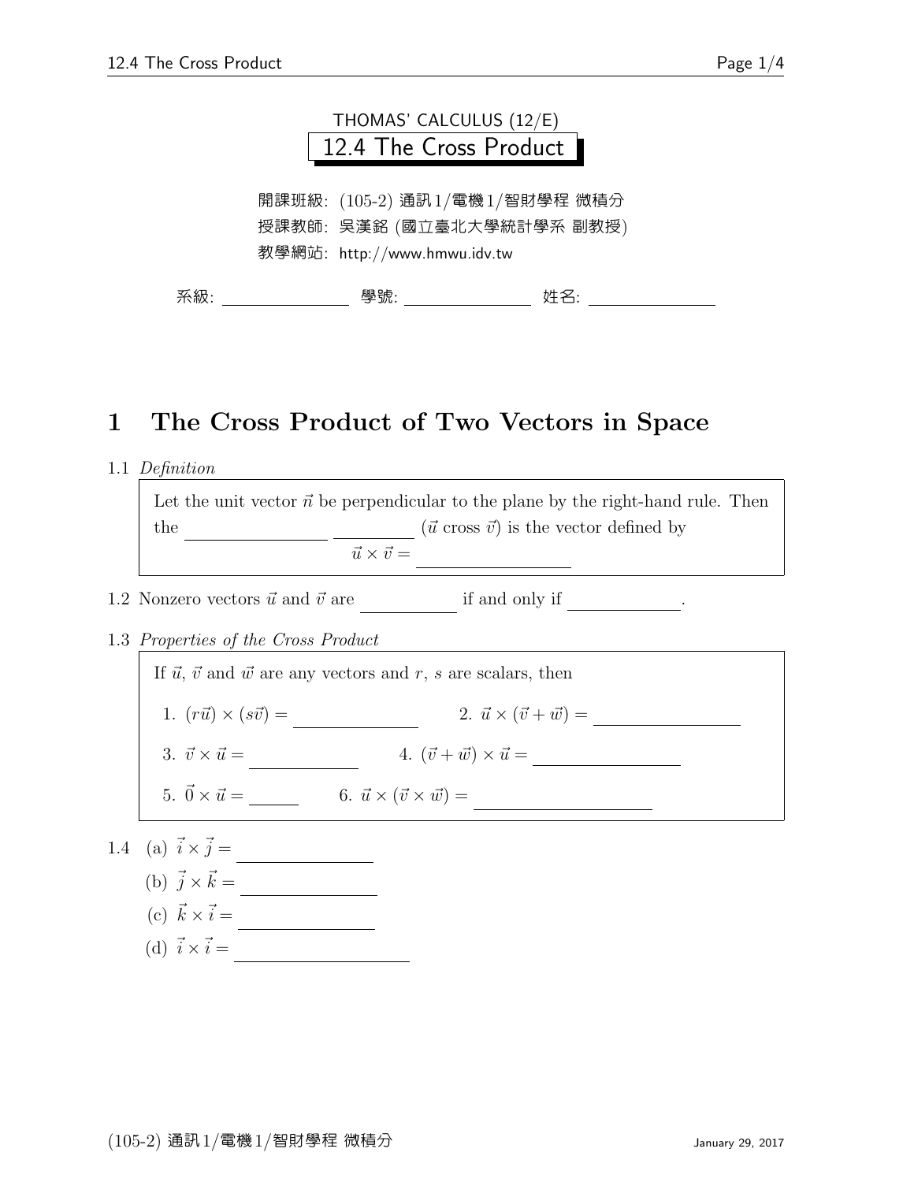THOMAS' CALCULUS (12/E)

# 12.4 The Cross Product

開課班級: (105-2) 通訊1/電機1/智財學程 微積分
授課教師: 吳漢銘 (國立臺北大學統計學系 副教授)
教學網站: http://www.hmwu.idv.tw

系級: ______________ 學號: ______________ 姓名: ______________

## 1 The Cross Product of Two Vectors in Space

1.1 *Definition*

> Let the unit vector $\vec{n}$ be perpendicular to the plane by the right-hand rule. Then the ______________ __________ ($\vec{u}$ cross $\vec{v}$) is the vector defined by
>
> $$\vec{u} \times \vec{v} = \underline{\hspace{4cm}}$$

1.2 Nonzero vectors $\vec{u}$ and $\vec{v}$ are __________ if and only if ____________.

1.3 *Properties of the Cross Product*

> If $\vec{u}$, $\vec{v}$ and $\vec{w}$ are any vectors and $r$, $s$ are scalars, then
>
> 1. $(r\vec{u}) \times (s\vec{v}) =$ ______________  2. $\vec{u} \times (\vec{v} + \vec{w}) =$ ________________
> 3. $\vec{v} \times \vec{u} =$ ____________  4. $(\vec{v} + \vec{w}) \times \vec{u} =$ ________________
> 5. $\vec{0} \times \vec{u} =$ ______  6. $\vec{u} \times (\vec{v} \times \vec{w}) =$ ____________________

1.4 (a) $\vec{i} \times \vec{j} =$ ______________

(b) $\vec{j} \times \vec{k} =$ ______________

(c) $\vec{k} \times \vec{i} =$ ______________

(d) $\vec{i} \times \vec{i} =$ ____________________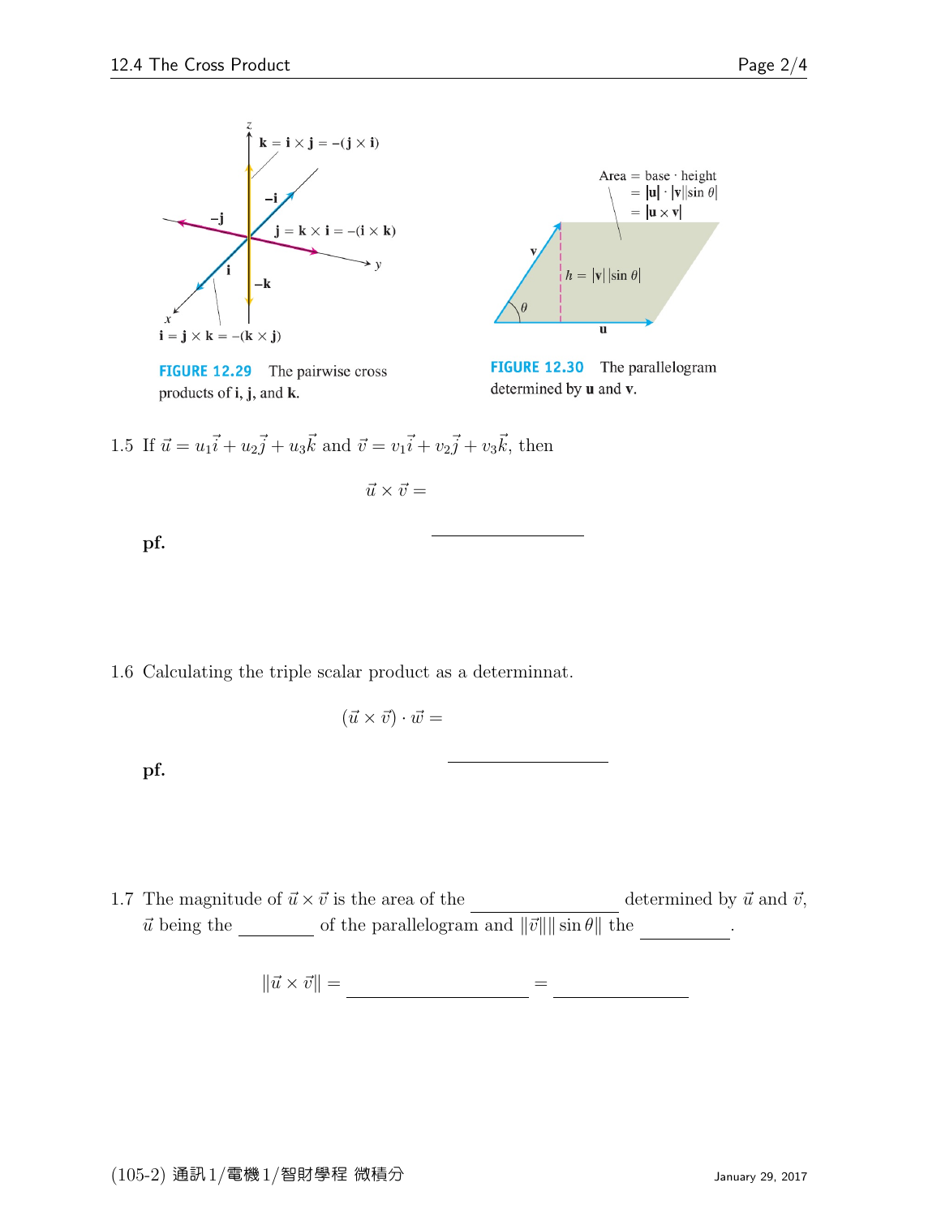FIGURE 12.29 The pairwise cross products of **i**, **j**, and **k**.

FIGURE 12.30 The parallelogram determined by **u** and **v**.

1.5 If $\vec{u} = u_1\vec{i} + u_2\vec{j} + u_3\vec{k}$ and $\vec{v} = v_1\vec{i} + v_2\vec{j} + v_3\vec{k}$, then

$$\vec{u} \times \vec{v} = \underline{\qquad\qquad\qquad}$$

**pf.**

1.6 Calculating the triple scalar product as a determinnat.

$$(\vec{u} \times \vec{v}) \cdot \vec{w} = \underline{\qquad\qquad\qquad}$$

**pf.**

1.7 The magnitude of $\vec{u} \times \vec{v}$ is the area of the \_\_\_\_\_\_\_\_\_\_\_\_ determined by $\vec{u}$ and $\vec{v}$, $\vec{u}$ being the \_\_\_\_\_\_\_\_ of the parallelogram and $\|\vec{v}\|\|\sin\theta\|$ the \_\_\_\_\_\_\_\_.

$$\|\vec{u} \times \vec{v}\| = \underline{\qquad\qquad\qquad} = \underline{\qquad\qquad\qquad}$$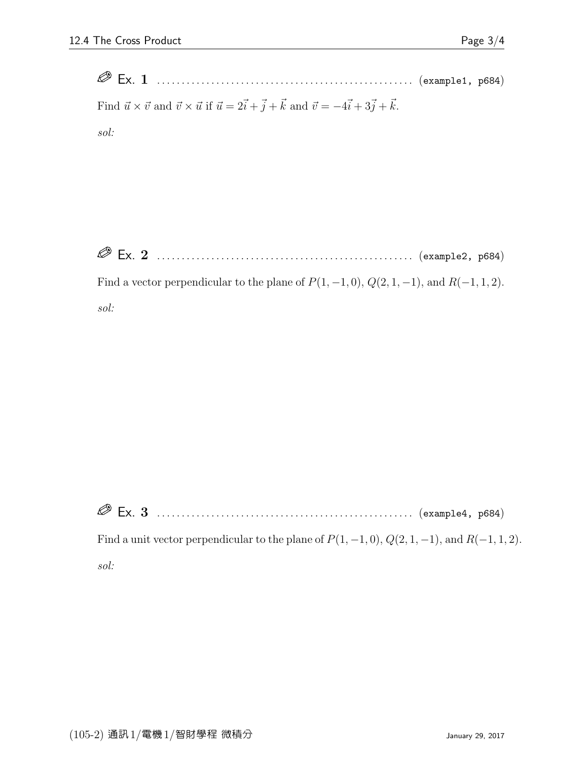**Ex. 1** .................................................. (example1, p684)

Find $\vec{u} \times \vec{v}$ and $\vec{v} \times \vec{u}$ if $\vec{u} = 2\vec{i} + \vec{j} + \vec{k}$ and $\vec{v} = -4\vec{i} + 3\vec{j} + \vec{k}$.

*sol:*

**Ex. 2** .................................................. (example2, p684)

Find a vector perpendicular to the plane of $P(1, -1, 0)$, $Q(2, 1, -1)$, and $R(-1, 1, 2)$.

*sol:*

**Ex. 3** .................................................. (example4, p684)

Find a unit vector perpendicular to the plane of $P(1, -1, 0)$, $Q(2, 1, -1)$, and $R(-1, 1, 2)$.

*sol:*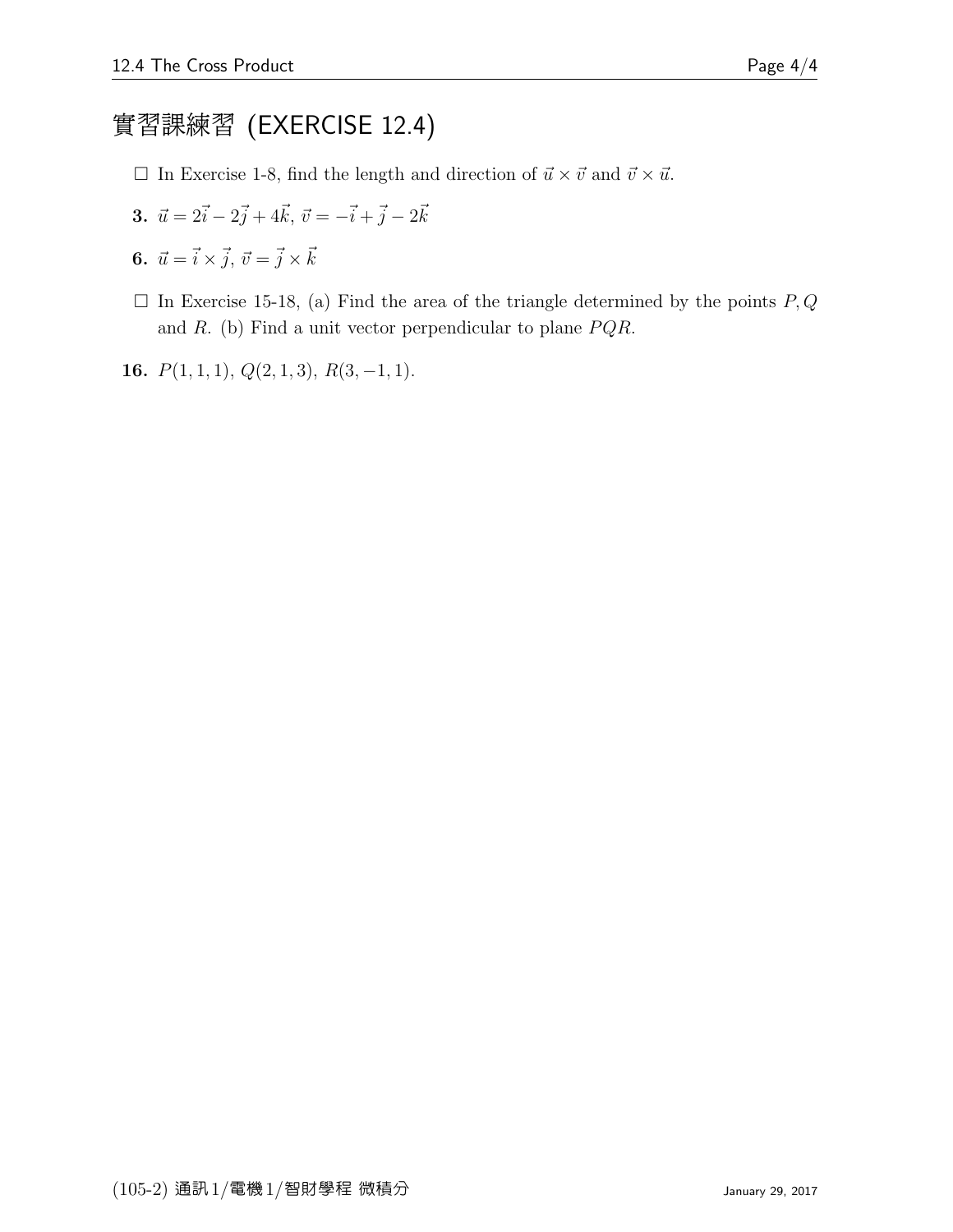# 實習課練習 (EXERCISE 12.4)

☐ In Exercise 1-8, find the length and direction of $\vec{u} \times \vec{v}$ and $\vec{v} \times \vec{u}$.

**3.** $\vec{u} = 2\vec{i} - 2\vec{j} + 4\vec{k}$, $\vec{v} = -\vec{i} + \vec{j} - 2\vec{k}$

**6.** $\vec{u} = \vec{i} \times \vec{j}$, $\vec{v} = \vec{j} \times \vec{k}$

☐ In Exercise 15-18, (a) Find the area of the triangle determined by the points $P, Q$ and $R$. (b) Find a unit vector perpendicular to plane $PQR$.

**16.** $P(1, 1, 1)$, $Q(2, 1, 3)$, $R(3, -1, 1)$.